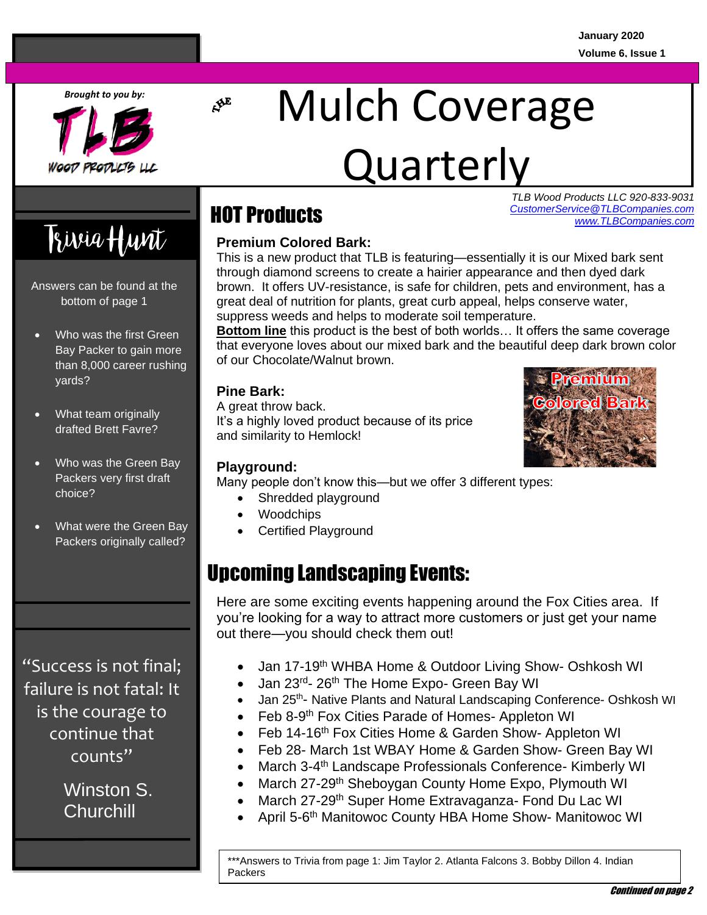January 2020

Volume 6, Issue 1

*Brought to you by:*

TLB Wood Products LLC

# The Mulch Coverage Quarterly

*TLB Wood Products LLC 920-833-9031*
*CustomerService@TLBCompanies.com*
*www.TLBCompanies.com*

## HOT Products

**Premium Colored Bark:**
This is a new product that TLB is featuring—essentially it is our Mixed bark sent through diamond screens to create a hairier appearance and then dyed dark brown. It offers UV-resistance, is safe for children, pets and environment, has a great deal of nutrition for plants, great curb appeal, helps conserve water, suppress weeds and helps to moderate soil temperature.
**Bottom line** this product is the best of both worlds… It offers the same coverage that everyone loves about our mixed bark and the beautiful deep dark brown color of our Chocolate/Walnut brown.

**Pine Bark:**
A great throw back.
It's a highly loved product because of its price and similarity to Hemlock!

**Playground:**
Many people don't know this—but we offer 3 different types:

- Shredded playground
- Woodchips
- Certified Playground

## Upcoming Landscaping Events:

Here are some exciting events happening around the Fox Cities area. If you're looking for a way to attract more customers or just get your name out there—you should check them out!

- Jan 17-19th WHBA Home & Outdoor Living Show- Oshkosh WI
- Jan 23rd- 26th The Home Expo- Green Bay WI
- Jan 25th- Native Plants and Natural Landscaping Conference- Oshkosh WI
- Feb 8-9th Fox Cities Parade of Homes- Appleton WI
- Feb 14-16th Fox Cities Home & Garden Show- Appleton WI
- Feb 28- March 1st WBAY Home & Garden Show- Green Bay WI
- March 3-4th Landscape Professionals Conference- Kimberly WI
- March 27-29th Sheboygan County Home Expo, Plymouth WI
- March 27-29th Super Home Extravaganza- Fond Du Lac WI
- April 5-6th Manitowoc County HBA Home Show- Manitowoc WI

***Answers to Trivia from page 1: Jim Taylor 2. Atlanta Falcons 3. Bobby Dillon 4. Indian Packers

## Trivia Hunt

Answers can be found at the bottom of page 1

- Who was the first Green Bay Packer to gain more than 8,000 career rushing yards?
- What team originally drafted Brett Favre?
- Who was the Green Bay Packers very first draft choice?
- What were the Green Bay Packers originally called?

"Success is not final; failure is not fatal: It is the courage to continue that counts"

Winston S. Churchill

*Continued on page 2*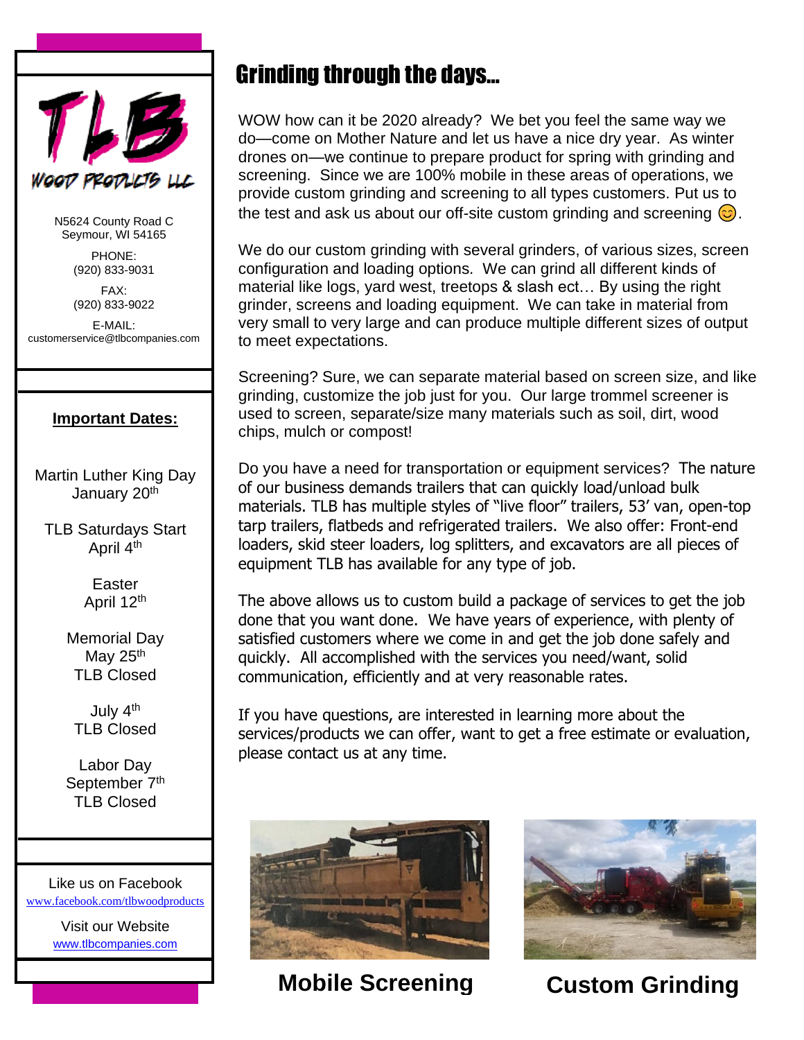TLB

WOOD PRODUCTS LLC

N5624 County Road C
Seymour, WI 54165

PHONE:
(920) 833-9031

FAX:
(920) 833-9022

E-MAIL:
customerservice@tlbcompanies.com

**Important Dates:**

Martin Luther King Day
January 20th

TLB Saturdays Start
April 4th

Easter
April 12th

Memorial Day
May 25th
TLB Closed

July 4th
TLB Closed

Labor Day
September 7th
TLB Closed

Like us on Facebook
www.facebook.com/tlbwoodproducts

Visit our Website
www.tlbcompanies.com

# Grinding through the days…

WOW how can it be 2020 already? We bet you feel the same way we do—come on Mother Nature and let us have a nice dry year. As winter drones on—we continue to prepare product for spring with grinding and screening. Since we are 100% mobile in these areas of operations, we provide custom grinding and screening to all types customers. Put us to the test and ask us about our off-site custom grinding and screening 😊.

We do our custom grinding with several grinders, of various sizes, screen configuration and loading options. We can grind all different kinds of material like logs, yard west, treetops & slash ect… By using the right grinder, screens and loading equipment. We can take in material from very small to very large and can produce multiple different sizes of output to meet expectations.

Screening? Sure, we can separate material based on screen size, and like grinding, customize the job just for you. Our large trommel screener is used to screen, separate/size many materials such as soil, dirt, wood chips, mulch or compost!

Do you have a need for transportation or equipment services? The nature of our business demands trailers that can quickly load/unload bulk materials. TLB has multiple styles of "live floor" trailers, 53' van, open-top tarp trailers, flatbeds and refrigerated trailers. We also offer: Front-end loaders, skid steer loaders, log splitters, and excavators are all pieces of equipment TLB has available for any type of job.

The above allows us to custom build a package of services to get the job done that you want done. We have years of experience, with plenty of satisfied customers where we come in and get the job done safely and quickly. All accomplished with the services you need/want, solid communication, efficiently and at very reasonable rates.

If you have questions, are interested in learning more about the services/products we can offer, want to get a free estimate or evaluation, please contact us at any time.

**Mobile Screening**

**Custom Grinding**